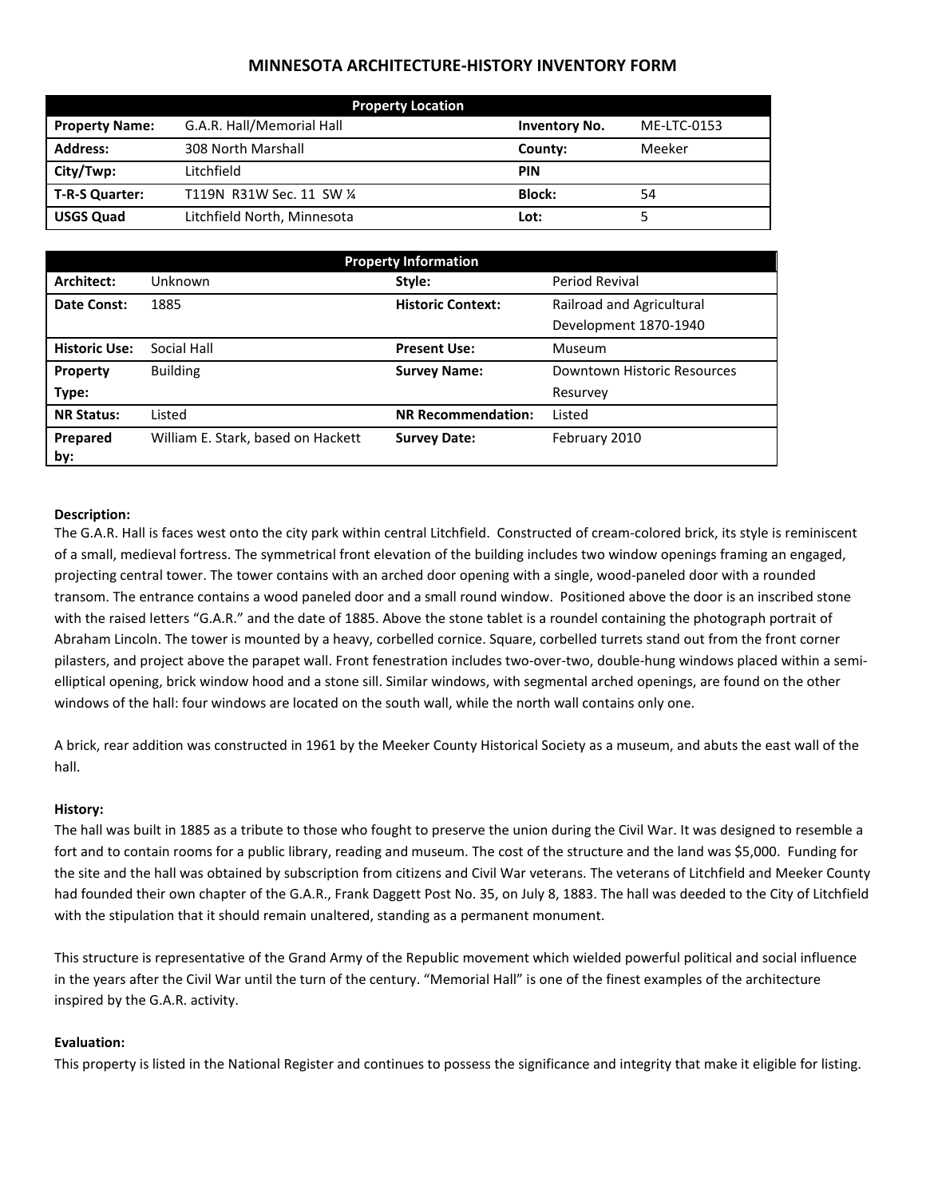# MINNESOTA ARCHITECTURE-HISTORY INVENTORY FORM

| Property Location | | | |
|---|---|---|---|
| **Property Name:** | G.A.R. Hall/Memorial Hall | **Inventory No.** | ME-LTC-0153 |
| **Address:** | 308 North Marshall | **County:** | Meeker |
| **City/Twp:** | Litchfield | **PIN** | |
| **T-R-S Quarter:** | T119N R31W Sec. 11 SW ¼ | **Block:** | 54 |
| **USGS Quad** | Litchfield North, Minnesota | **Lot:** | 5 |

| Property Information | | | |
|---|---|---|---|
| **Architect:** | Unknown | **Style:** | Period Revival |
| **Date Const:** | 1885 | **Historic Context:** | Railroad and Agricultural Development 1870-1940 |
| **Historic Use:** | Social Hall | **Present Use:** | Museum |
| **Property Type:** | Building | **Survey Name:** | Downtown Historic Resources Resurvey |
| **NR Status:** | Listed | **NR Recommendation:** | Listed |
| **Prepared by:** | William E. Stark, based on Hackett | **Survey Date:** | February 2010 |

**Description:**

The G.A.R. Hall is faces west onto the city park within central Litchfield. Constructed of cream-colored brick, its style is reminiscent of a small, medieval fortress. The symmetrical front elevation of the building includes two window openings framing an engaged, projecting central tower. The tower contains with an arched door opening with a single, wood-paneled door with a rounded transom. The entrance contains a wood paneled door and a small round window. Positioned above the door is an inscribed stone with the raised letters "G.A.R." and the date of 1885. Above the stone tablet is a roundel containing the photograph portrait of Abraham Lincoln. The tower is mounted by a heavy, corbelled cornice. Square, corbelled turrets stand out from the front corner pilasters, and project above the parapet wall. Front fenestration includes two-over-two, double-hung windows placed within a semi-elliptical opening, brick window hood and a stone sill. Similar windows, with segmental arched openings, are found on the other windows of the hall: four windows are located on the south wall, while the north wall contains only one.

A brick, rear addition was constructed in 1961 by the Meeker County Historical Society as a museum, and abuts the east wall of the hall.

**History:**

The hall was built in 1885 as a tribute to those who fought to preserve the union during the Civil War. It was designed to resemble a fort and to contain rooms for a public library, reading and museum. The cost of the structure and the land was $5,000. Funding for the site and the hall was obtained by subscription from citizens and Civil War veterans. The veterans of Litchfield and Meeker County had founded their own chapter of the G.A.R., Frank Daggett Post No. 35, on July 8, 1883. The hall was deeded to the City of Litchfield with the stipulation that it should remain unaltered, standing as a permanent monument.

This structure is representative of the Grand Army of the Republic movement which wielded powerful political and social influence in the years after the Civil War until the turn of the century. "Memorial Hall" is one of the finest examples of the architecture inspired by the G.A.R. activity.

**Evaluation:**

This property is listed in the National Register and continues to possess the significance and integrity that make it eligible for listing.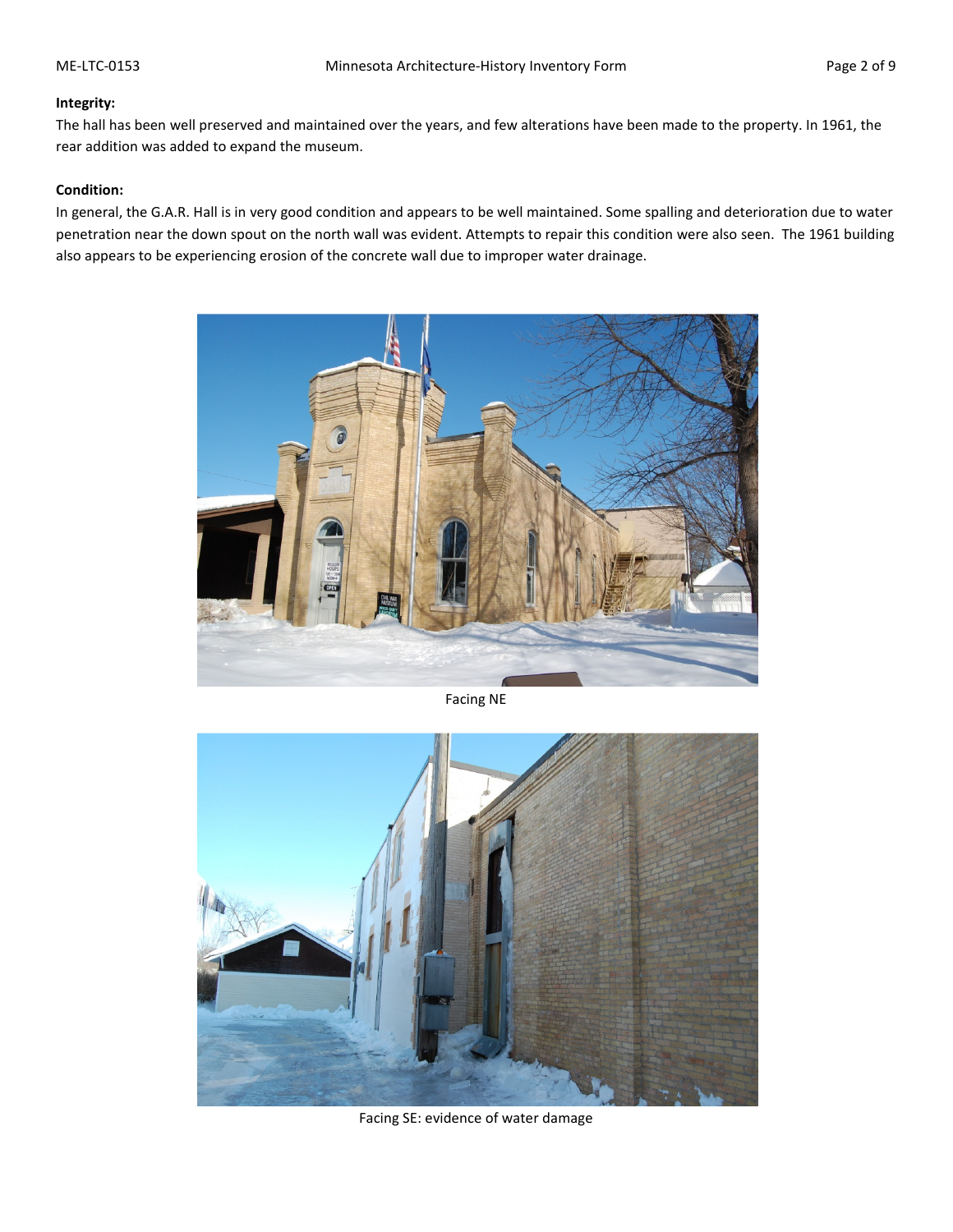**Integrity:**

The hall has been well preserved and maintained over the years, and few alterations have been made to the property. In 1961, the rear addition was added to expand the museum.

**Condition:**

In general, the G.A.R. Hall is in very good condition and appears to be well maintained. Some spalling and deterioration due to water penetration near the down spout on the north wall was evident. Attempts to repair this condition were also seen. The 1961 building also appears to be experiencing erosion of the concrete wall due to improper water drainage.

Facing NE

Facing SE: evidence of water damage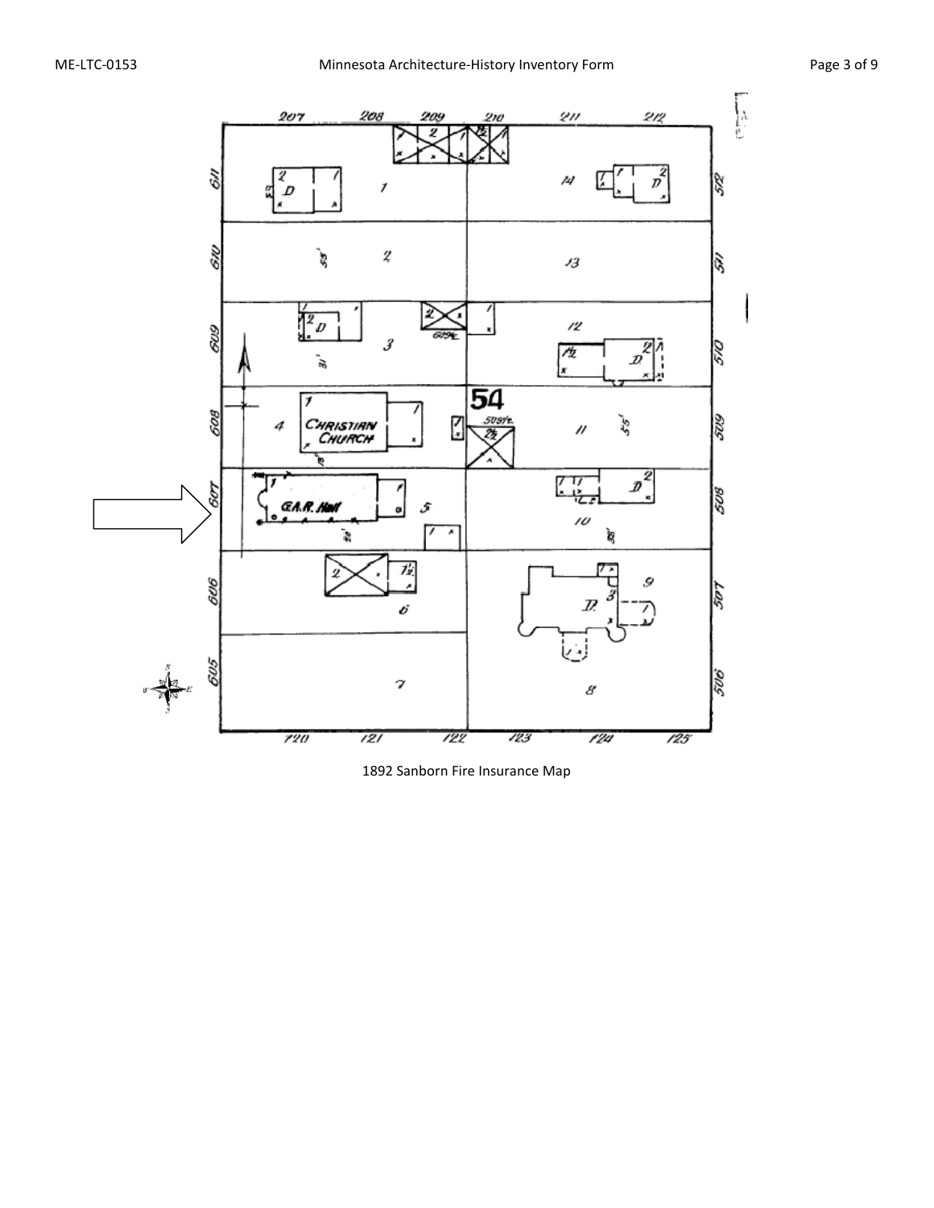1892 Sanborn Fire Insurance Map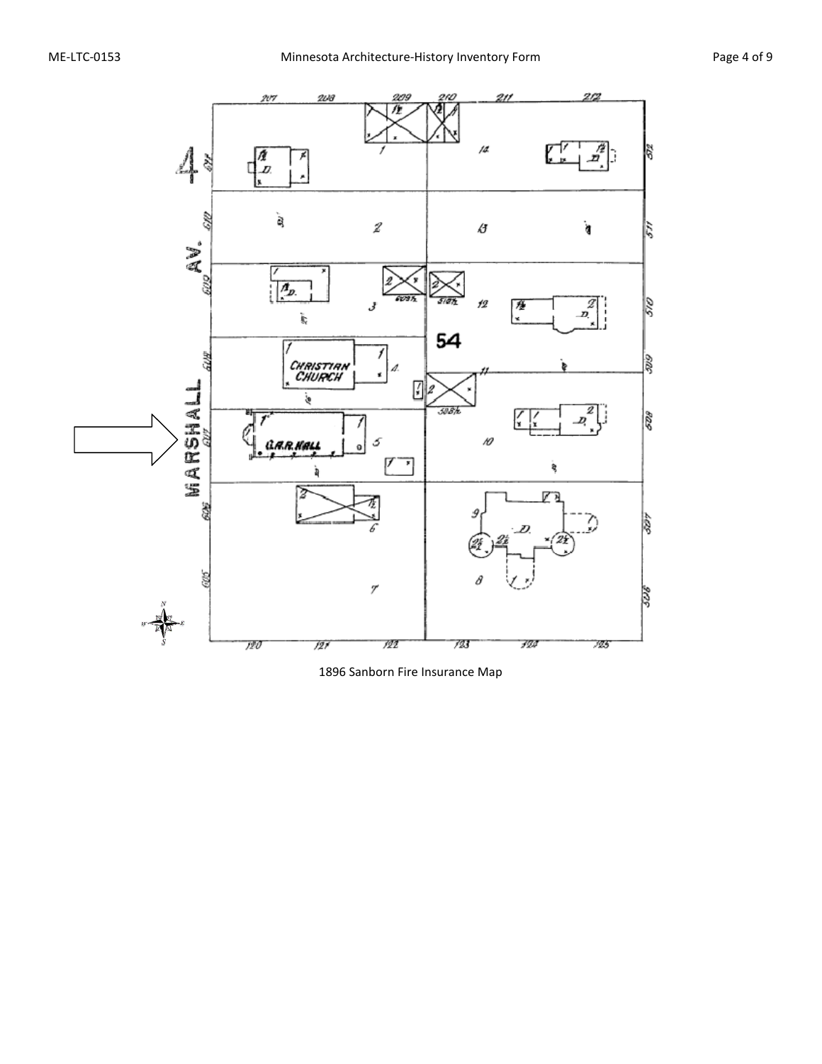1896 Sanborn Fire Insurance Map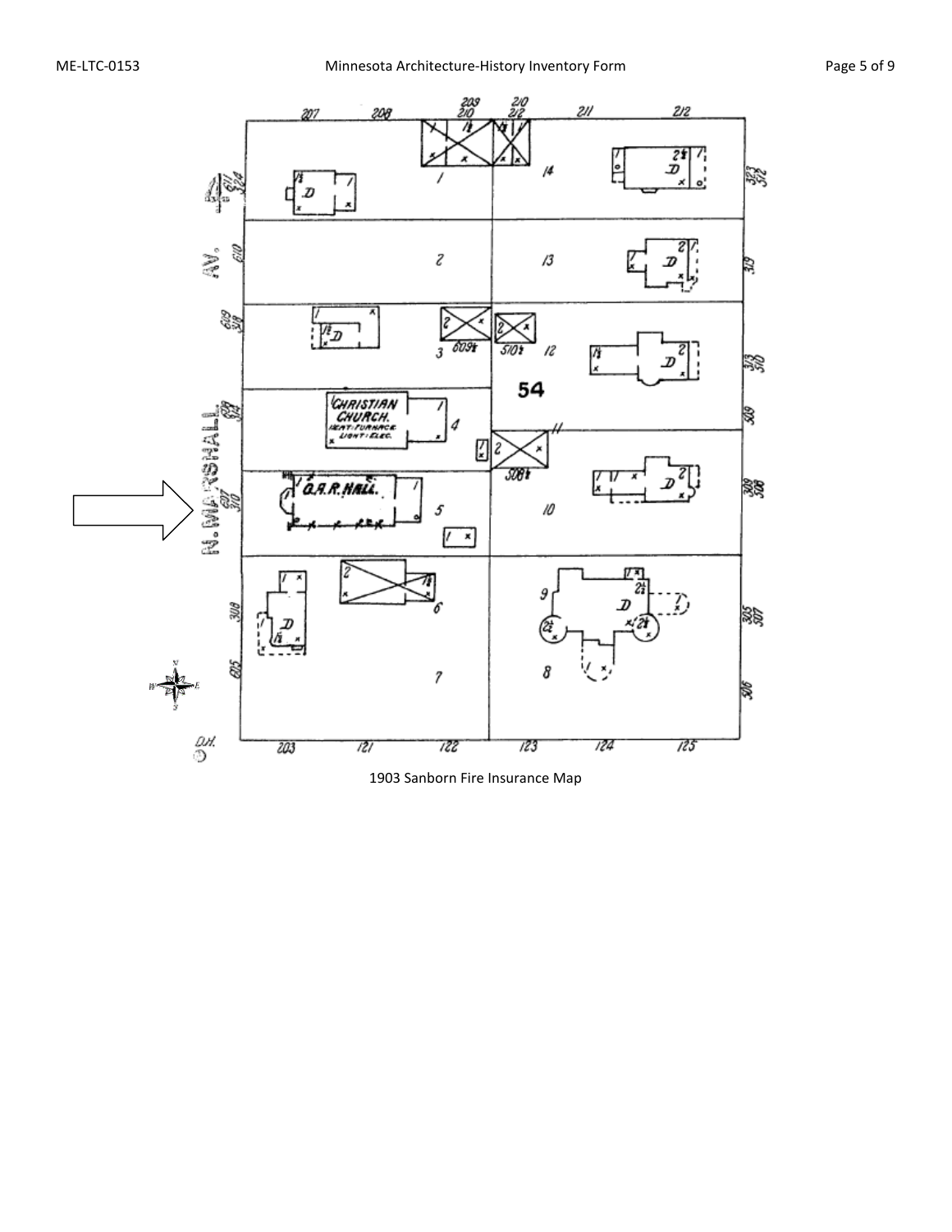1903 Sanborn Fire Insurance Map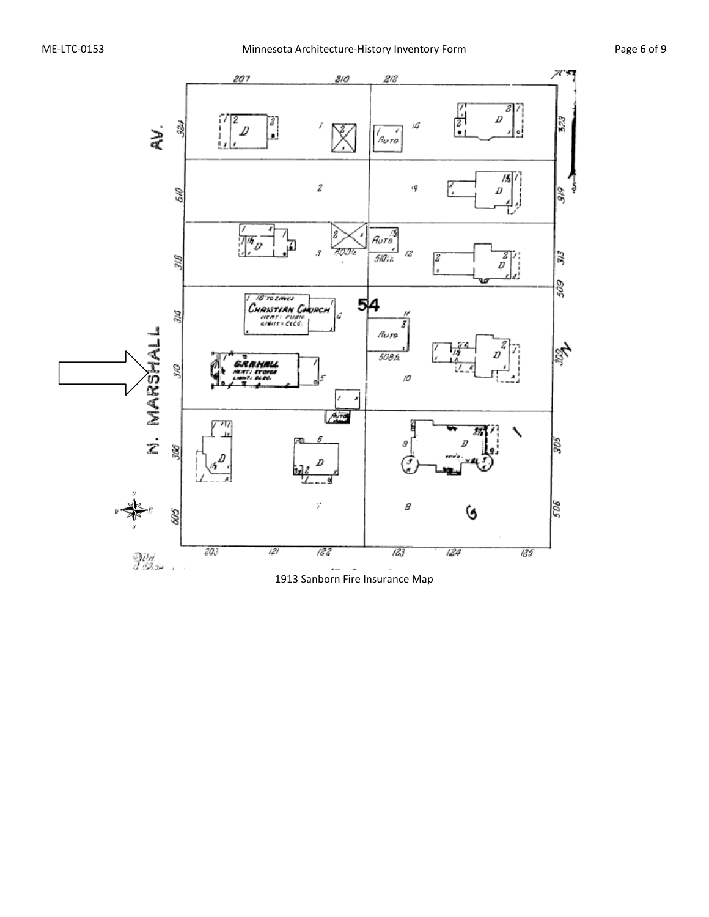1913 Sanborn Fire Insurance Map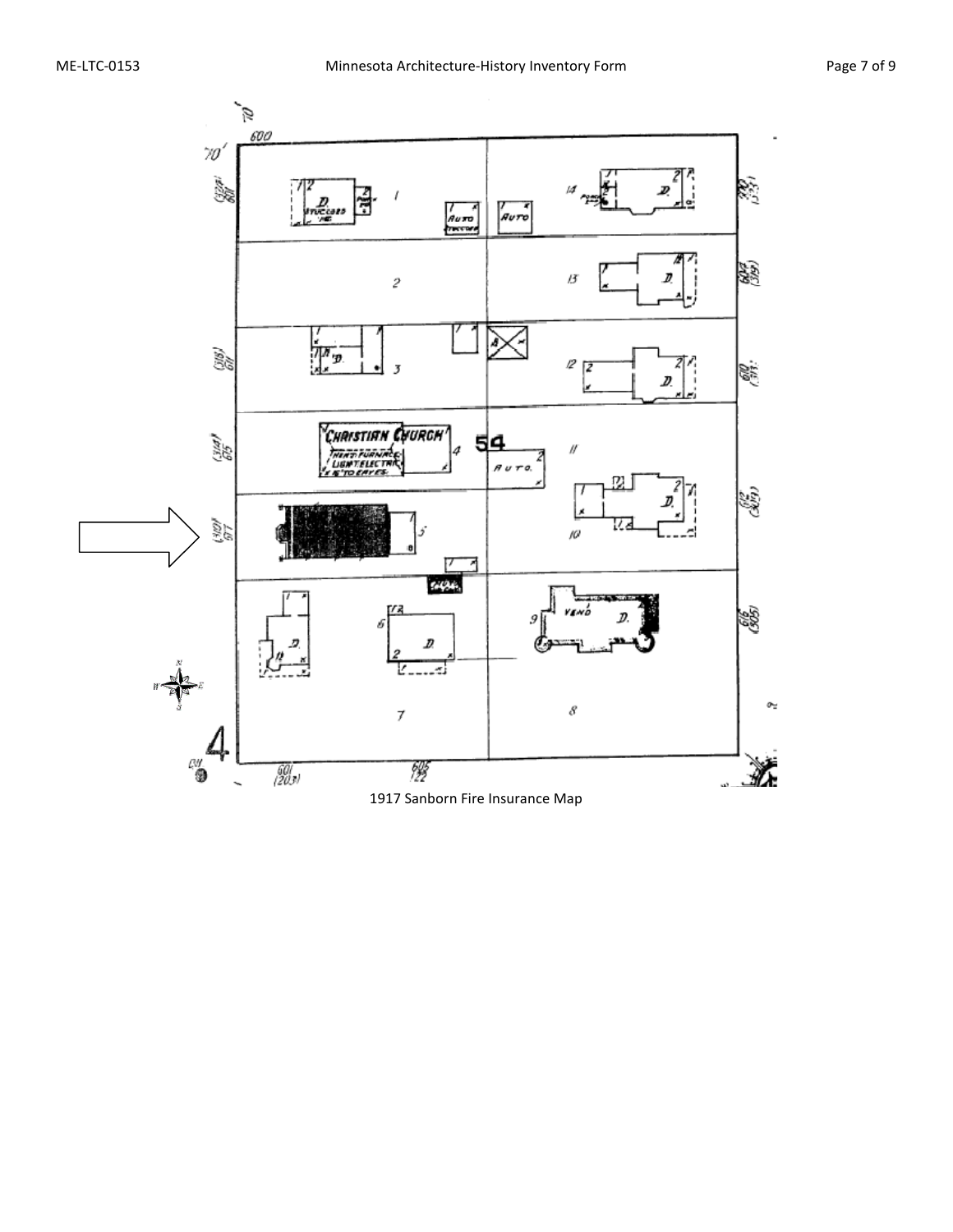1917 Sanborn Fire Insurance Map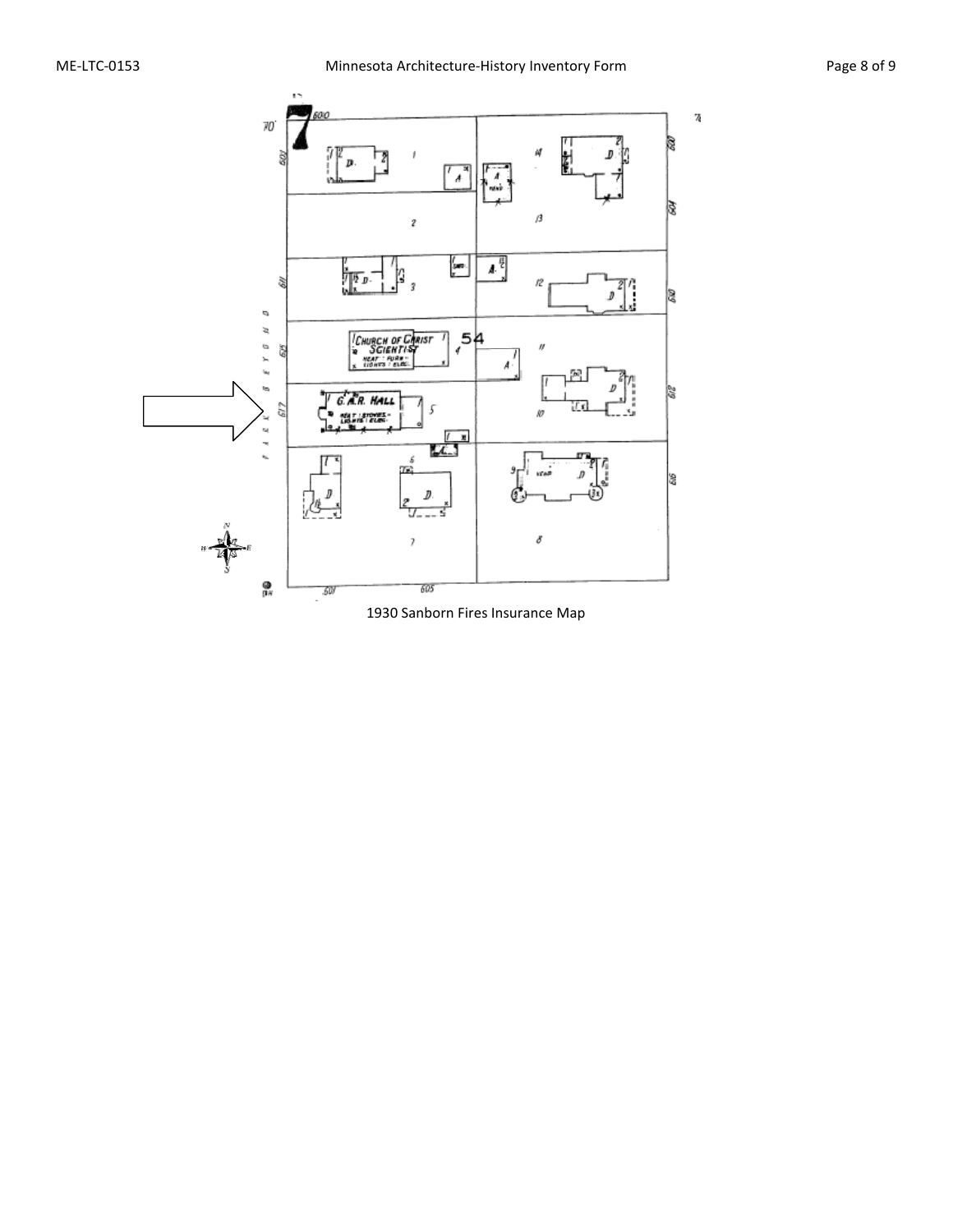1930 Sanborn Fires Insurance Map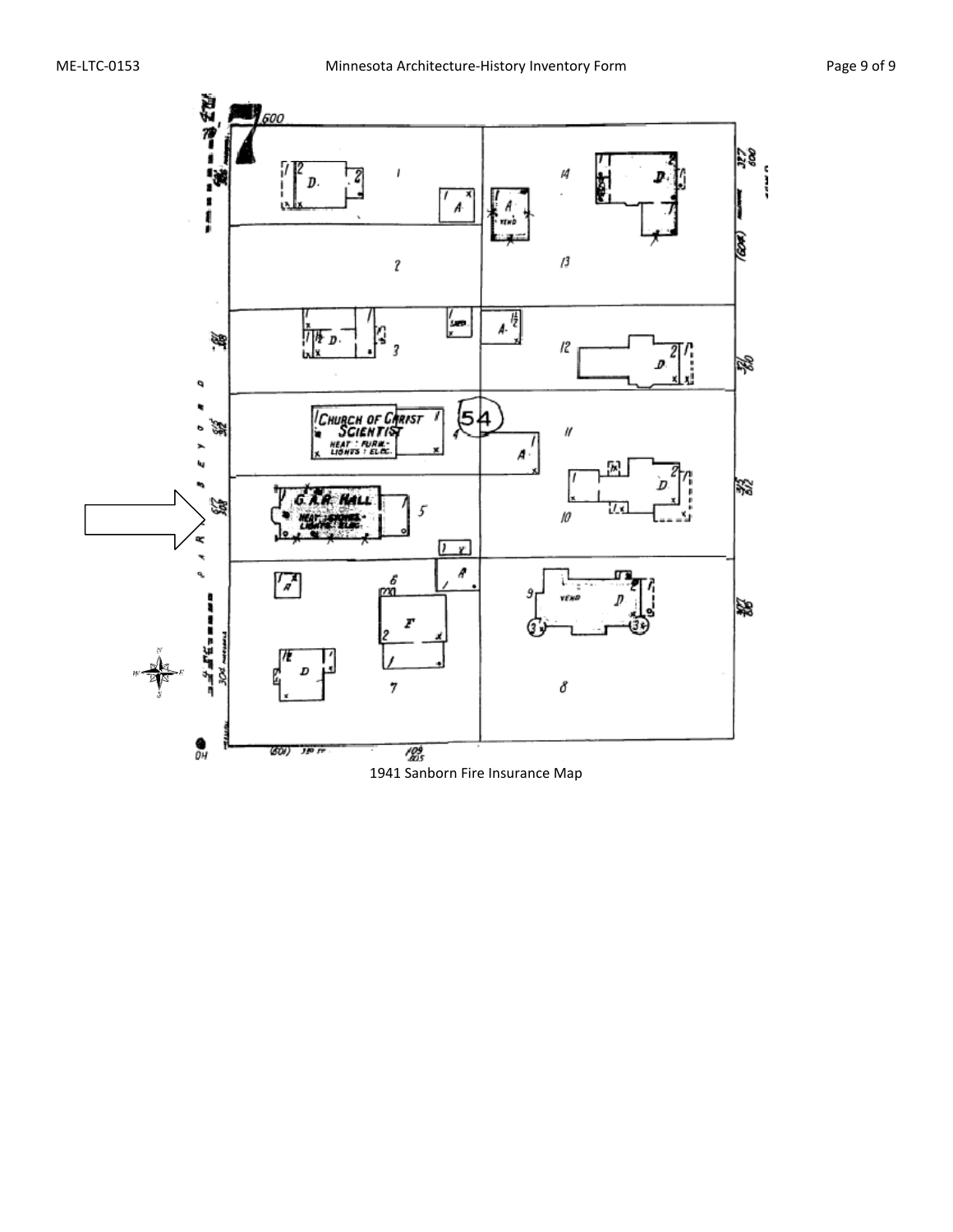1941 Sanborn Fire Insurance Map